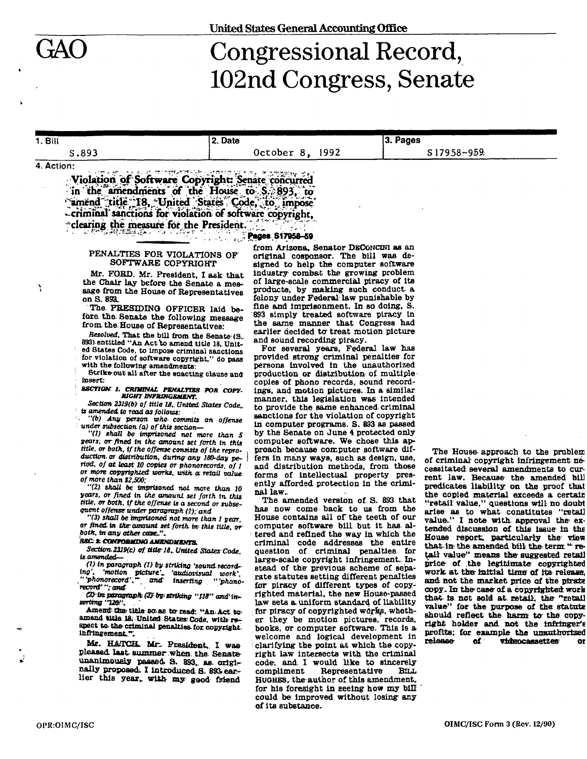United States General Accounting Office

# GAO

# Congressional Record, 102nd Congress, Senate

| 1. Bill | 2. Date | 3. Pages |
|---|---|---|
| S.893 | October 8, 1992 | S17958-959 |

4. Action:

**Violation of Software Copyright: Senate concurred in the amendments of the House to S. 893, to amend title 18, United States Code, to impose criminal sanctions for violation of software copyright, clearing the measure for the President.**

**Pages S17958–59**

## PENALTIES FOR VIOLATIONS OF SOFTWARE COPYRIGHT

Mr. FORD. Mr. President, I ask that the Chair lay before the Senate a message from the House of Representatives on S. 893.

The PRESIDING OFFICER laid before the Senate the following message from the House of Representatives:

*Resolved*, That the bill from the Senate (S. 893) entitled "An Act to amend title 18, United States Code, to impose criminal sanctions for violation of software copyright," do pass with the following amendments:

Strike out all after the enacting clause and insert:

***SECTION 1. CRIMINAL PENALTIES FOR COPYRIGHT INFRINGEMENT.***

*Section 2319(b) of title 18, United States Code, is amended to read as follows:*

*"(b) Any person who commits an offense under subsection (a) of this section—*

*"(1) shall be imprisoned not more than 5 years, or fined in the amount set forth in this title, or both, if the offense consists of the reproduction or distribution, during any 180-day period, of at least 10 copies or phonorecords, of 1 or more copyrighted works, with a retail value of more than $2,500;*

*"(2) shall be imprisoned not more than 10 years, or fined in the amount set forth in this title, or both, if the offense is a second or subsequent offense under paragraph (1); and*

*"(3) shall be imprisoned not more than 1 year, or fined in the amount set forth in this title, or both, in any other case.".*

***SEC. 2. CONFORMING AMENDMENTS.***

*Section 2319(c) of title 18, United States Code, is amended—*

*(1) in paragraph (1) by striking 'sound recording', 'motion picture', 'audiovisual work', "'phonorecord'," and inserting "'phonorecord'"; and*

*(2) in paragraph (2) by striking "118" and inserting "120".*

Amend the title so as to read: "An Act to amend title 18, United States Code, with respect to the criminal penalties for copyright infringement.".

Mr. HATCH. Mr. President, I was pleased last summer when the Senate unanimously passed S. 893, as originally proposed. I introduced S. 893 earlier this year, with my good friend from Arizona, Senator DECONCINI as an original cosponsor. The bill was designed to help the computer software industry combat the growing problem of large-scale commercial piracy of its products, by making such conduct a felony under Federal law punishable by fine and imprisonment. In so doing, S. 893 simply treated software piracy in the same manner that Congress had earlier decided to treat motion picture and sound recording piracy.

For several years, Federal law has provided strong criminal penalties for persons involved in the unauthorized production or distribution of multiple copies of phono records, sound recordings, and motion pictures. In a similar manner, this legislation was intended to provide the same enhanced criminal sanctions for the violation of copyright in computer programs. S. 893 as passed by the Senate on June 4 protected only computer software. We chose this approach because computer software differs in many ways, such as design, use, and distribution methods, from those forms of intellectual property presently afforded protection in the criminal law.

The amended version of S. 893 that has now come back to us from the House contains all of the teeth of our computer software bill but it has altered and refined the way in which the criminal code addresses the entire question of criminal penalties for large-scale copyright infringement. Instead of the previous scheme of separate statutes setting different penalties for piracy of different types of copyrighted material, the new House-passed law sets a uniform standard of liability for piracy of copyrighted works, whether they be motion pictures, records, books, or computer software. This is a welcome and logical development in clarifying the point at which the copyright law intersects with the criminal code, and I would like to sincerely compliment Representative BILL HUGHES, the author of this amendment, for his foresight in seeing how my bill could be improved without losing any of its substance.

The House approach to the problem of criminal copyright infringement necessitated several amendments to current law. Because the amended bill predicates liability on the proof that the copied material exceeds a certain "retail value," questions will no doubt arise as to what constitutes "retail value." I note with approval the extended discussion of this issue in the House report, particularly the view that in the amended bill the term "retail value" means the suggested retail price of the legitimate copyrighted work at the initial time of its release, and not the market price of the pirate copy. In the case of a copyrighted work that is not sold at retail, the "retail value" for the purpose of the statute should reflect the harm to the copyright holder and not the infringer's profits; for example the unauthorized release of videocassettes or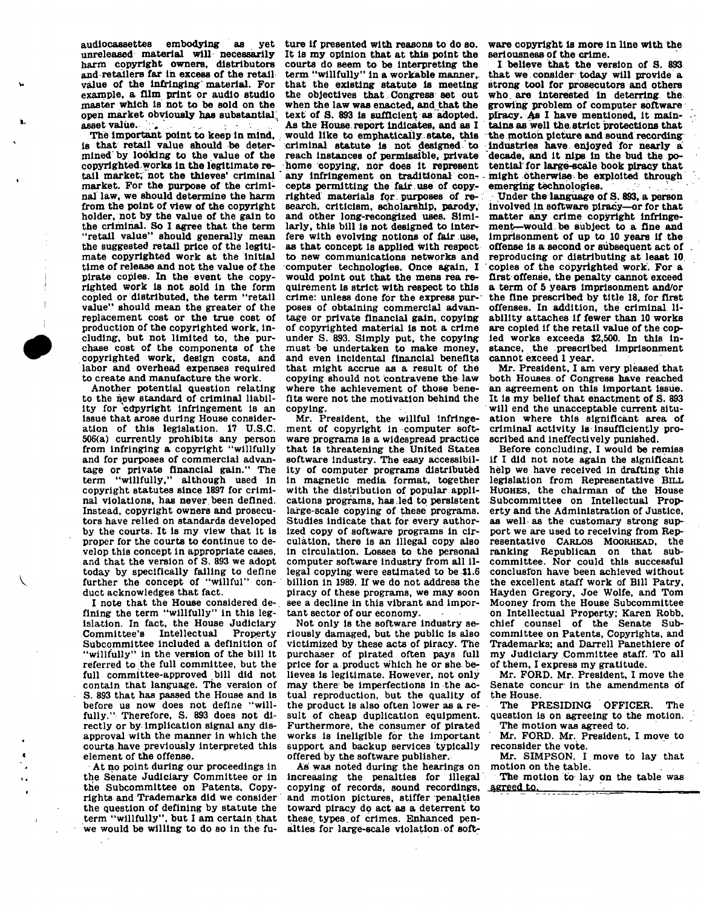audiocassettes embodying as yet unreleased material will necessarily harm copyright owners, distributors and retailers far in excess of the retail value of the infringing material. For example, a film print or audio studio master which is not to be sold on the open market obviously has substantial asset value.

The important point to keep in mind, is that retail value should be determined by looking to the value of the copyrighted works in the legitimate retail market, not the thieves' criminal market. For the purpose of the criminal law, we should determine the harm from the point of view of the copyright holder, not by the value of the gain to the criminal. So I agree that the term "retail value" should generally mean the suggested retail price of the legitimate copyrighted work at the initial time of release and not the value of the pirate copies. In the event the copyrighted work is not sold in the form copied or distributed, the term "retail value" should mean the greater of the replacement cost or the true cost of production of the copyrighted work, including, but not limited to, the purchase cost of the components of the copyrighted work, design costs, and labor and overhead expenses required to create and manufacture the work.

Another potential question relating to the new standard of criminal liability for copyright infringement is an issue that arose during House consideration of this legislation. 17 U.S.C. 506(a) currently prohibits any person from infringing a copyright "willfully and for purposes of commercial advantage or private financial gain." The term "willfully," although used in copyright statutes since 1897 for criminal violations, has never been defined. Instead, copyright owners and prosecutors have relied on standards developed by the courts. It is my view that it is proper for the courts to continue to develop this concept in appropriate cases, and that the version of S. 893 we adopt today by specifically failing to define further the concept of "willful" conduct acknowledges that fact.

I note that the House considered defining the term "willfully" in this legislation. In fact, the House Judiciary Committee's Intellectual Property Subcommittee included a definition of "willfully" in the version of the bill it referred to the full committee, but the full committee-approved bill did not contain that language. The version of S. 893 that has passed the House and is before us now does not define "willfully." Therefore, S. 893 does not directly or by implication signal any disapproval with the manner in which the courts have previously interpreted this element of the offense.

At no point during our proceedings in the Senate Judiciary Committee or in the Subcommittee on Patents, Copyrights and Trademarks did we consider the question of defining by statute the term "willfully", but I am certain that we would be willing to do so in the future if presented with reasons to do so. It is my opinion that at this point the courts do seem to be interpreting the term "willfully" in a workable manner, that the existing statute is meeting the objectives that Congress set out when the law was enacted, and that the text of S. 893 is sufficient as adopted. As the House report indicates, and as I would like to emphatically state, this criminal statute is not designed to reach instances of permissible, private home copying, nor does it represent any infringement on traditional concepts permitting the fair use of copyrighted materials for purposes of research, criticism, scholarship, parody, and other long-recongized uses. Similarly, this bill is not designed to interfere with evolving notions of fair use, as that concept is applied with respect to new communications networks and computer technologies. Once again, I would point out that the mens rea requirement is strict with respect to this crime: unless done for the express purposes of obtaining commercial advantage or private financial gain, copying of copyrighted material is not a crime under S. 893. Simply put, the copying must be undertaken to make money, and even incidental financial benefits that might accrue as a result of the copying should not contravene the law where the achievement of those benefits were not the motivation behind the copying.

Mr. President, the willful infringement of copyright in computer software programs is a widespread practice that is threatening the United States software industry. The easy accessibility of computer programs distributed in magnetic media format, together with the distribution of popular applications programs, has led to persistent large-scale copying of these programs. Studies indicate that for every authorized copy of software programs in circulation, there is an illegal copy also in circulation. Losses to the personal computer software industry from all illegal copying were estimated to be $1.6 billion in 1989. If we do not address the piracy of these programs, we may soon see a decline in this vibrant and important sector of our economy.

Not only is the software industry seriously damaged, but the public is also victimized by these acts of piracy. The purchaser of pirated often pays full price for a product which he or she believes is legitimate. However, not only may there be imperfections in the actual reproduction, but the quality of the product is also often lower as a result of cheap duplication equipment. Furthermore, the consumer of pirated works is ineligible for the important support and backup services typically offered by the software publisher.

As was noted during the hearings on increasing the penalties for illegal copying of records, sound recordings, and motion pictures, stiffer penalties toward piracy do act as a deterrent to these types of crimes. Enhanced penalties for large-scale violation of software copyright is more in line with the seriousness of the crime.

I believe that the version of S. 893 that we consider today will provide a strong tool for prosecutors and others who are interested in deterring the growing problem of computer software piracy. As I have mentioned, it maintains as well the strict protections that the motion picture and sound recording industries have enjoyed for nearly a decade, and it nips in the bud the potential for large-scale book piracy that might otherwise be exploited through emerging technologies.

Under the language of S. 893, a person involved in software piracy—or for that matter any crime copyright infringement—would be subject to a fine and imprisonment of up to 10 years if the offense is a second or subsequent act of reproducing or distributing at least 10 copies of the copyrighted work. For a first offense, the penalty cannot exceed a term of 5 years imprisonment and/or the fine prescribed by title 18, for first offenses. In addition, the criminal liability attaches if fewer than 10 works are copied if the retail value of the copied works exceeds $2,500. In this instance, the prescribed imprisonment cannot exceed 1 year.

Mr. President, I am very pleased that both Houses of Congress have reached an agreement on this important issue. It is my belief that enactment of S. 893 will end the unacceptable current situation where this significant area of criminal activity is insufficiently proscribed and ineffectively punished.

Before concluding, I would be remiss if I did not note again the significant help we have received in drafting this legislation from Representative BILL HUGHES, the chairman of the House Subcommittee on Intellectual Property and the Administration of Justice, as well as the customary strong support we are used to receiving from Representative CARLOS MOORHEAD, the ranking Republican on that subcommittee. Nor could this successful conclusion have been achieved without the excellent staff work of Bill Patry, Hayden Gregory, Joe Wolfe, and Tom Mooney from the House Subcommittee on Intellectual Property; Karen Robb, chief counsel of the Senate Subcommittee on Patents, Copyrights, and Trademarks; and Darrell Panethiere of my Judiciary Committee staff. To all of them, I express my gratitude.

Mr. FORD. Mr. President, I move the Senate concur in the amendments of the House.

The PRESIDING OFFICER. The question is on agreeing to the motion.

The motion was agreed to.

Mr. FORD. Mr. President, I move to reconsider the vote.

Mr. SIMPSON. I move to lay that motion on the table.

The motion to lay on the table was agreed to.